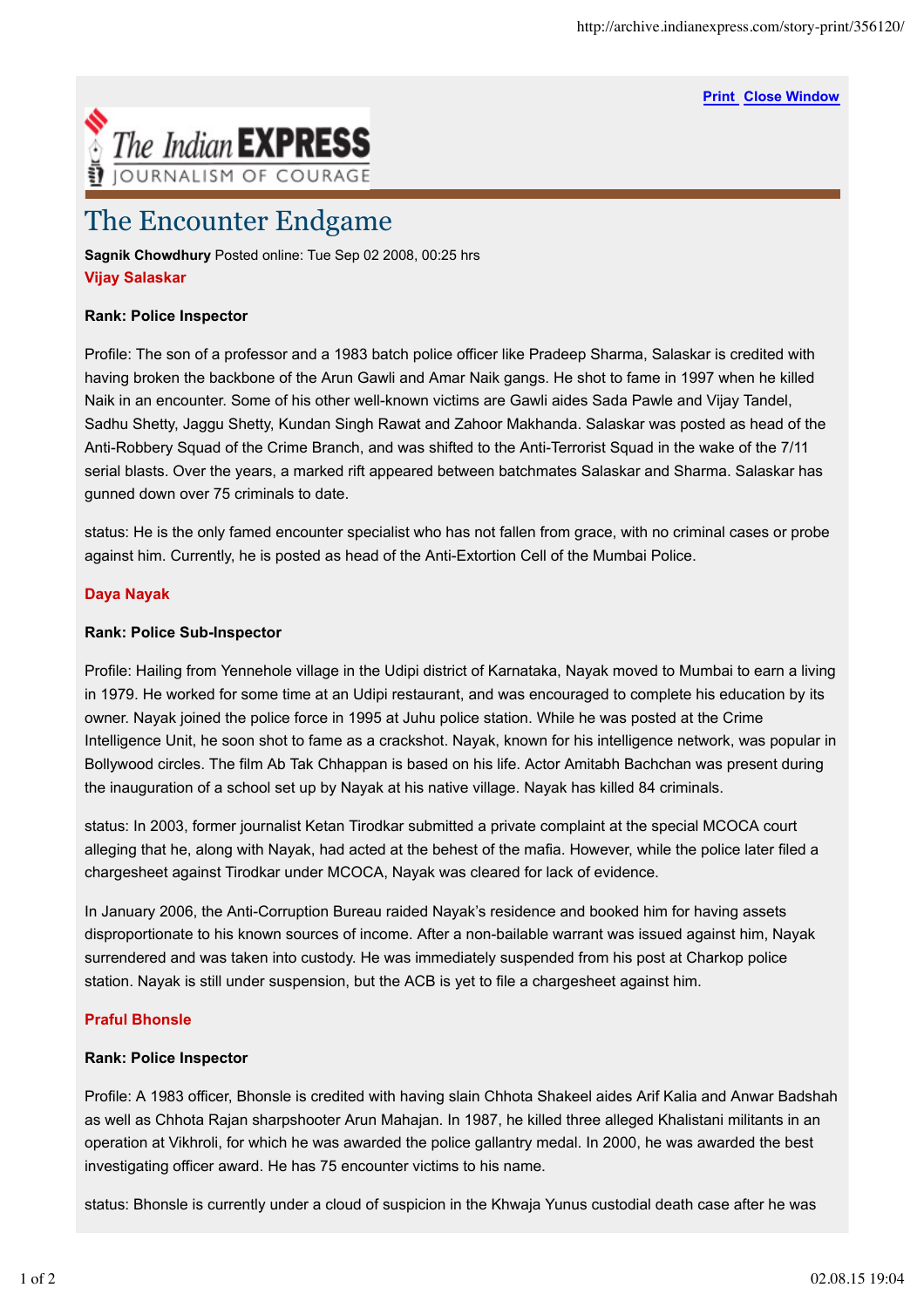# The Encounter Endgame

**Sagnik Chowdhury** Posted online: Tue Sep 02 2008, 00:25 hrs

**Vijay Salaskar**

**Rank: Police Inspector**

Profile: The son of a professor and a 1983 batch police officer like Pradeep Sharma, Salaskar is credited with having broken the backbone of the Arun Gawli and Amar Naik gangs. He shot to fame in 1997 when he killed Naik in an encounter. Some of his other well-known victims are Gawli aides Sada Pawle and Vijay Tandel, Sadhu Shetty, Jaggu Shetty, Kundan Singh Rawat and Zahoor Makhanda. Salaskar was posted as head of the Anti-Robbery Squad of the Crime Branch, and was shifted to the Anti-Terrorist Squad in the wake of the 7/11 serial blasts. Over the years, a marked rift appeared between batchmates Salaskar and Sharma. Salaskar has gunned down over 75 criminals to date.

status: He is the only famed encounter specialist who has not fallen from grace, with no criminal cases or probe against him. Currently, he is posted as head of the Anti-Extortion Cell of the Mumbai Police.

**Daya Nayak**

**Rank: Police Sub-Inspector**

Profile: Hailing from Yennehole village in the Udipi district of Karnataka, Nayak moved to Mumbai to earn a living in 1979. He worked for some time at an Udipi restaurant, and was encouraged to complete his education by its owner. Nayak joined the police force in 1995 at Juhu police station. While he was posted at the Crime Intelligence Unit, he soon shot to fame as a crackshot. Nayak, known for his intelligence network, was popular in Bollywood circles. The film Ab Tak Chhappan is based on his life. Actor Amitabh Bachchan was present during the inauguration of a school set up by Nayak at his native village. Nayak has killed 84 criminals.

status: In 2003, former journalist Ketan Tirodkar submitted a private complaint at the special MCOCA court alleging that he, along with Nayak, had acted at the behest of the mafia. However, while the police later filed a chargesheet against Tirodkar under MCOCA, Nayak was cleared for lack of evidence.

In January 2006, the Anti-Corruption Bureau raided Nayak's residence and booked him for having assets disproportionate to his known sources of income. After a non-bailable warrant was issued against him, Nayak surrendered and was taken into custody. He was immediately suspended from his post at Charkop police station. Nayak is still under suspension, but the ACB is yet to file a chargesheet against him.

**Praful Bhonsle**

**Rank: Police Inspector**

Profile: A 1983 officer, Bhonsle is credited with having slain Chhota Shakeel aides Arif Kalia and Anwar Badshah as well as Chhota Rajan sharpshooter Arun Mahajan. In 1987, he killed three alleged Khalistani militants in an operation at Vikhroli, for which he was awarded the police gallantry medal. In 2000, he was awarded the best investigating officer award. He has 75 encounter victims to his name.

status: Bhonsle is currently under a cloud of suspicion in the Khwaja Yunus custodial death case after he was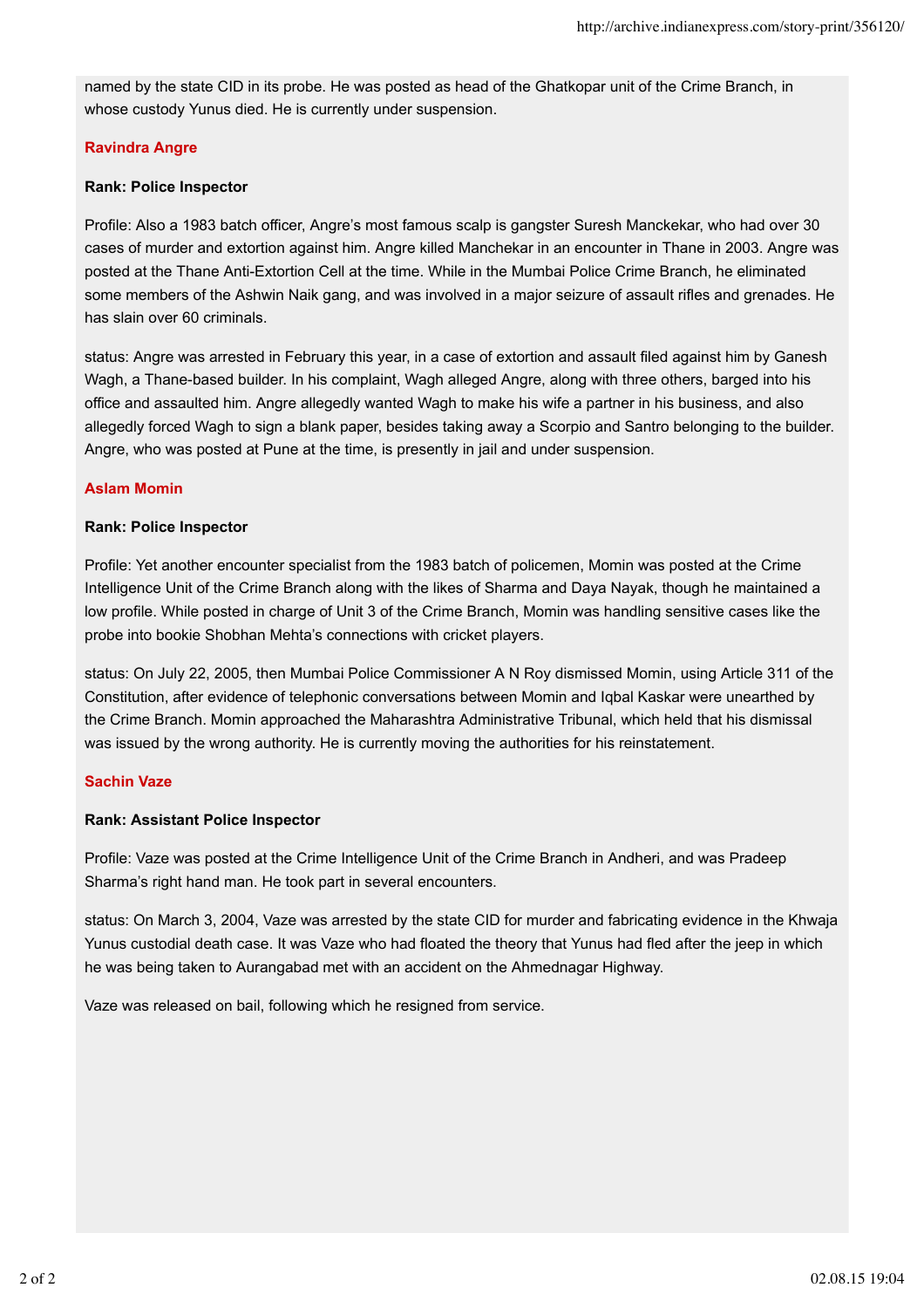named by the state CID in its probe. He was posted as head of the Ghatkopar unit of the Crime Branch, in whose custody Yunus died. He is currently under suspension.

### Ravindra Angre

**Rank: Police Inspector**

Profile: Also a 1983 batch officer, Angre's most famous scalp is gangster Suresh Manckekar, who had over 30 cases of murder and extortion against him. Angre killed Manchekar in an encounter in Thane in 2003. Angre was posted at the Thane Anti-Extortion Cell at the time. While in the Mumbai Police Crime Branch, he eliminated some members of the Ashwin Naik gang, and was involved in a major seizure of assault rifles and grenades. He has slain over 60 criminals.

status: Angre was arrested in February this year, in a case of extortion and assault filed against him by Ganesh Wagh, a Thane-based builder. In his complaint, Wagh alleged Angre, along with three others, barged into his office and assaulted him. Angre allegedly wanted Wagh to make his wife a partner in his business, and also allegedly forced Wagh to sign a blank paper, besides taking away a Scorpio and Santro belonging to the builder. Angre, who was posted at Pune at the time, is presently in jail and under suspension.

### Aslam Momin

**Rank: Police Inspector**

Profile: Yet another encounter specialist from the 1983 batch of policemen, Momin was posted at the Crime Intelligence Unit of the Crime Branch along with the likes of Sharma and Daya Nayak, though he maintained a low profile. While posted in charge of Unit 3 of the Crime Branch, Momin was handling sensitive cases like the probe into bookie Shobhan Mehta's connections with cricket players.

status: On July 22, 2005, then Mumbai Police Commissioner A N Roy dismissed Momin, using Article 311 of the Constitution, after evidence of telephonic conversations between Momin and Iqbal Kaskar were unearthed by the Crime Branch. Momin approached the Maharashtra Administrative Tribunal, which held that his dismissal was issued by the wrong authority. He is currently moving the authorities for his reinstatement.

### Sachin Vaze

**Rank: Assistant Police Inspector**

Profile: Vaze was posted at the Crime Intelligence Unit of the Crime Branch in Andheri, and was Pradeep Sharma's right hand man. He took part in several encounters.

status: On March 3, 2004, Vaze was arrested by the state CID for murder and fabricating evidence in the Khwaja Yunus custodial death case. It was Vaze who had floated the theory that Yunus had fled after the jeep in which he was being taken to Aurangabad met with an accident on the Ahmednagar Highway.

Vaze was released on bail, following which he resigned from service.